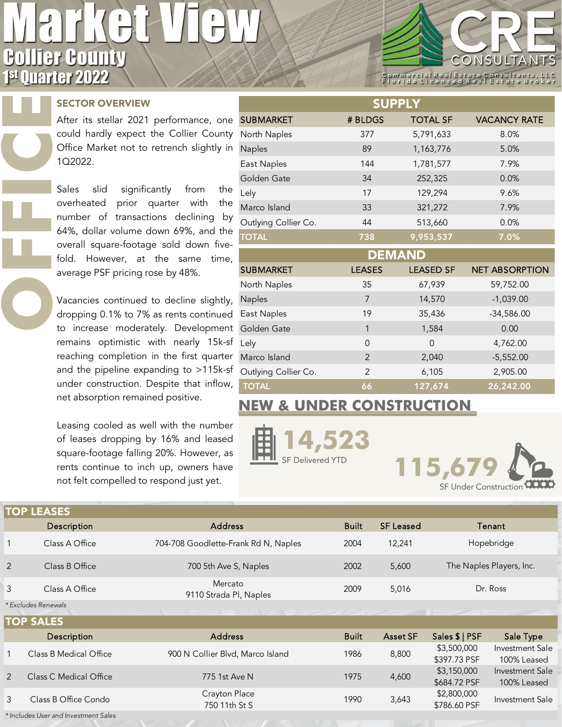# Market View

## Collier County

## 1st Quarter 2022

CRE CONSULTANTS

Commercial Real Estate Consultants, LLC
Florida Licensed Real Estate Broker

OFFICE

### SECTOR OVERVIEW

After its stellar 2021 performance, one could hardly expect the Collier County Office Market not to retrench slightly in 1Q2022.

Sales slid significantly from the overheated prior quarter with the number of transactions declining by 64%, dollar volume down 69%, and the overall square-footage sold down five-fold. However, at the same time, average PSF pricing rose by 48%.

Vacancies continued to decline slightly, dropping 0.1% to 7% as rents continued to increase moderately. Development remains optimistic with nearly 15k-sf reaching completion in the first quarter and the pipeline expanding to >115k-sf under construction. Despite that inflow, net absorption remained positive.

Leasing cooled as well with the number of leases dropping by 16% and leased square-footage falling 20%. However, as rents continue to inch up, owners have not felt compelled to respond just yet.

### SUPPLY

| SUBMARKET | # BLDGS | TOTAL SF | VACANCY RATE |
|---|---|---|---|
| North Naples | 377 | 5,791,633 | 8.0% |
| Naples | 89 | 1,163,776 | 5.0% |
| East Naples | 144 | 1,781,577 | 7.9% |
| Golden Gate | 34 | 252,325 | 0.0% |
| Lely | 17 | 129,294 | 9.6% |
| Marco Island | 33 | 321,272 | 7.9% |
| Outlying Collier Co. | 44 | 513,660 | 0.0% |
| **TOTAL** | **738** | **9,953,537** | **7.0%** |

### DEMAND

| SUBMARKET | LEASES | LEASED SF | NET ABSORPTION |
|---|---|---|---|
| North Naples | 35 | 67,939 | 59,752.00 |
| Naples | 7 | 14,570 | -1,039.00 |
| East Naples | 19 | 35,436 | -34,586.00 |
| Golden Gate | 1 | 1,584 | 0.00 |
| Lely | 0 | 0 | 4,762.00 |
| Marco Island | 2 | 2,040 | -5,552.00 |
| Outlying Collier Co. | 2 | 6,105 | 2,905.00 |
| **TOTAL** | **66** | **127,674** | **26,242.00** |

### NEW & UNDER CONSTRUCTION

**14,523** SF Delivered YTD

**115,679** SF Under Construction

### TOP LEASES

| | Description | Address | Built | SF Leased | Tenant |
|---|---|---|---|---|---|
| 1 | Class A Office | 704-708 Goodlette-Frank Rd N, Naples | 2004 | 12,241 | Hopebridge |
| 2 | Class B Office | 700 5th Ave S, Naples | 2002 | 5,600 | The Naples Players, Inc. |
| 3 | Class A Office | Mercato 9110 Strada Pl, Naples | 2009 | 5,016 | Dr. Ross |

*\* Excludes Renewals*

### TOP SALES

| | Description | Address | Built | Asset SF | Sales $ \| PSF | Sale Type |
|---|---|---|---|---|---|---|
| 1 | Class B Medical Office | 900 N Collier Blvd, Marco Island | 1986 | 8,800 | $3,500,000 $397.73 PSF | Investment Sale 100% Leased |
| 2 | Class C Medical Office | 775 1st Ave N | 1975 | 4,600 | $3,150,000 $684.72 PSF | Investment Sale 100% Leased |
| 3 | Class B Office Condo | Crayton Place 750 11th St S | 1990 | 3,643 | $2,800,000 $786.60 PSF | Investment Sale |

*\* Includes User and Investment Sales*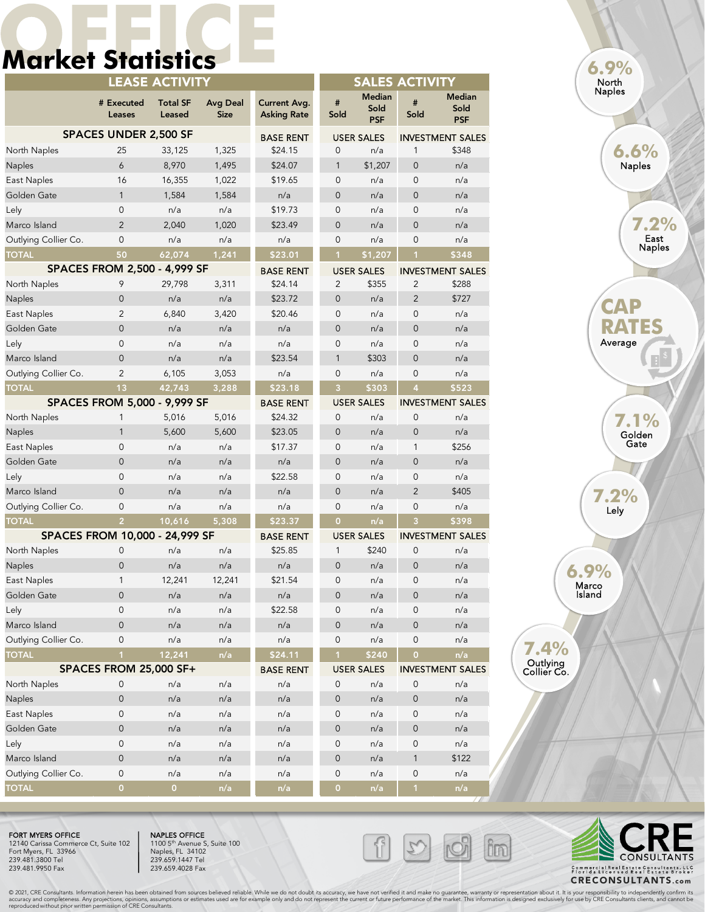# OFFICE Market Statistics

| | LEASE ACTIVITY | | | | SALES ACTIVITY | | | |
|---|---|---|---|---|---|---|---|---|
| | # Executed Leases | Total SF Leased | Avg Deal Size | Current Avg. Asking Rate | # Sold | Median Sold PSF | # Sold | Median Sold PSF |
| **SPACES UNDER 2,500 SF** | | | | BASE RENT | USER SALES | | INVESTMENT SALES | |
| North Naples | 25 | 33,125 | 1,325 | $24.15 | 0 | n/a | 1 | $348 |
| Naples | 6 | 8,970 | 1,495 | $24.07 | 1 | $1,207 | 0 | n/a |
| East Naples | 16 | 16,355 | 1,022 | $19.65 | 0 | n/a | 0 | n/a |
| Golden Gate | 1 | 1,584 | 1,584 | n/a | 0 | n/a | 0 | n/a |
| Lely | 0 | n/a | n/a | $19.73 | 0 | n/a | 0 | n/a |
| Marco Island | 2 | 2,040 | 1,020 | $23.49 | 0 | n/a | 0 | n/a |
| Outlying Collier Co. | 0 | n/a | n/a | n/a | 0 | n/a | 0 | n/a |
| **TOTAL** | **50** | **62,074** | **1,241** | **$23.01** | **1** | **$1,207** | **1** | **$348** |
| **SPACES FROM 2,500 - 4,999 SF** | | | | BASE RENT | USER SALES | | INVESTMENT SALES | |
| North Naples | 9 | 29,798 | 3,311 | $24.14 | 2 | $355 | 2 | $288 |
| Naples | 0 | n/a | n/a | $23.72 | 0 | n/a | 2 | $727 |
| East Naples | 2 | 6,840 | 3,420 | $20.46 | 0 | n/a | 0 | n/a |
| Golden Gate | 0 | n/a | n/a | n/a | 0 | n/a | 0 | n/a |
| Lely | 0 | n/a | n/a | n/a | 0 | n/a | 0 | n/a |
| Marco Island | 0 | n/a | n/a | $23.54 | 1 | $303 | 0 | n/a |
| Outlying Collier Co. | 2 | 6,105 | 3,053 | n/a | 0 | n/a | 0 | n/a |
| **TOTAL** | **13** | **42,743** | **3,288** | **$23.18** | **3** | **$303** | **4** | **$523** |
| **SPACES FROM 5,000 - 9,999 SF** | | | | BASE RENT | USER SALES | | INVESTMENT SALES | |
| North Naples | 1 | 5,016 | 5,016 | $24.32 | 0 | n/a | 0 | n/a |
| Naples | 1 | 5,600 | 5,600 | $23.05 | 0 | n/a | 0 | n/a |
| East Naples | 0 | n/a | n/a | $17.37 | 0 | n/a | 1 | $256 |
| Golden Gate | 0 | n/a | n/a | n/a | 0 | n/a | 0 | n/a |
| Lely | 0 | n/a | n/a | $22.58 | 0 | n/a | 0 | n/a |
| Marco Island | 0 | n/a | n/a | n/a | 0 | n/a | 2 | $405 |
| Outlying Collier Co. | 0 | n/a | n/a | n/a | 0 | n/a | 0 | n/a |
| **TOTAL** | **2** | **10,616** | **5,308** | **$23.37** | **0** | **n/a** | **3** | **$398** |
| **SPACES FROM 10,000 - 24,999 SF** | | | | BASE RENT | USER SALES | | INVESTMENT SALES | |
| North Naples | 0 | n/a | n/a | $25.85 | 1 | $240 | 0 | n/a |
| Naples | 0 | n/a | n/a | n/a | 0 | n/a | 0 | n/a |
| East Naples | 1 | 12,241 | 12,241 | $21.54 | 0 | n/a | 0 | n/a |
| Golden Gate | 0 | n/a | n/a | n/a | 0 | n/a | 0 | n/a |
| Lely | 0 | n/a | n/a | $22.58 | 0 | n/a | 0 | n/a |
| Marco Island | 0 | n/a | n/a | n/a | 0 | n/a | 0 | n/a |
| Outlying Collier Co. | 0 | n/a | n/a | n/a | 0 | n/a | 0 | n/a |
| **TOTAL** | **1** | **12,241** | **n/a** | **$24.11** | **1** | **$240** | **0** | **n/a** |
| **SPACES FROM 25,000 SF+** | | | | BASE RENT | USER SALES | | INVESTMENT SALES | |
| North Naples | 0 | n/a | n/a | n/a | 0 | n/a | 0 | n/a |
| Naples | 0 | n/a | n/a | n/a | 0 | n/a | 0 | n/a |
| East Naples | 0 | n/a | n/a | n/a | 0 | n/a | 0 | n/a |
| Golden Gate | 0 | n/a | n/a | n/a | 0 | n/a | 0 | n/a |
| Lely | 0 | n/a | n/a | n/a | 0 | n/a | 0 | n/a |
| Marco Island | 0 | n/a | n/a | n/a | 0 | n/a | 1 | $122 |
| Outlying Collier Co. | 0 | n/a | n/a | n/a | 0 | n/a | 0 | n/a |
| **TOTAL** | **0** | **0** | **n/a** | **n/a** | **0** | **n/a** | **1** | **n/a** |

## CAP RATES Average

6.9% North Naples

6.6% Naples

7.2% East Naples

7.1% Golden Gate

7.2% Lely

6.9% Marco Island

7.4% Outlying Collier Co.

**FORT MYERS OFFICE**
12140 Carissa Commerce Ct, Suite 102
Fort Myers, FL 33966
239.481.3800 Tel
239.481.9950 Fax

**NAPLES OFFICE**
1100 5th Avenue S, Suite 100
Naples, FL 34102
239.659.1447 Tel
239.659.4028 Fax

CRE CONSULTANTS
Commercial Real Estate Consultants, LLC
Florida Licensed Real Estate Broker
CRECONSULTANTS.com

© 2021, CRE Consultants. Information herein has been obtained from sources believed reliable. While we do not doubt its accuracy, we have not verified it and make no guarantee, warranty or representation about it. It is your responsibility to independently confirm its accuracy and completeness. Any projections, opinions, assumptions or estimates used are for example only and do not represent the current or future performance of the market. This information is designed exclusively for use by CRE Consultants clients, and cannot be reproduced without prior written permission of CRE Consultants.